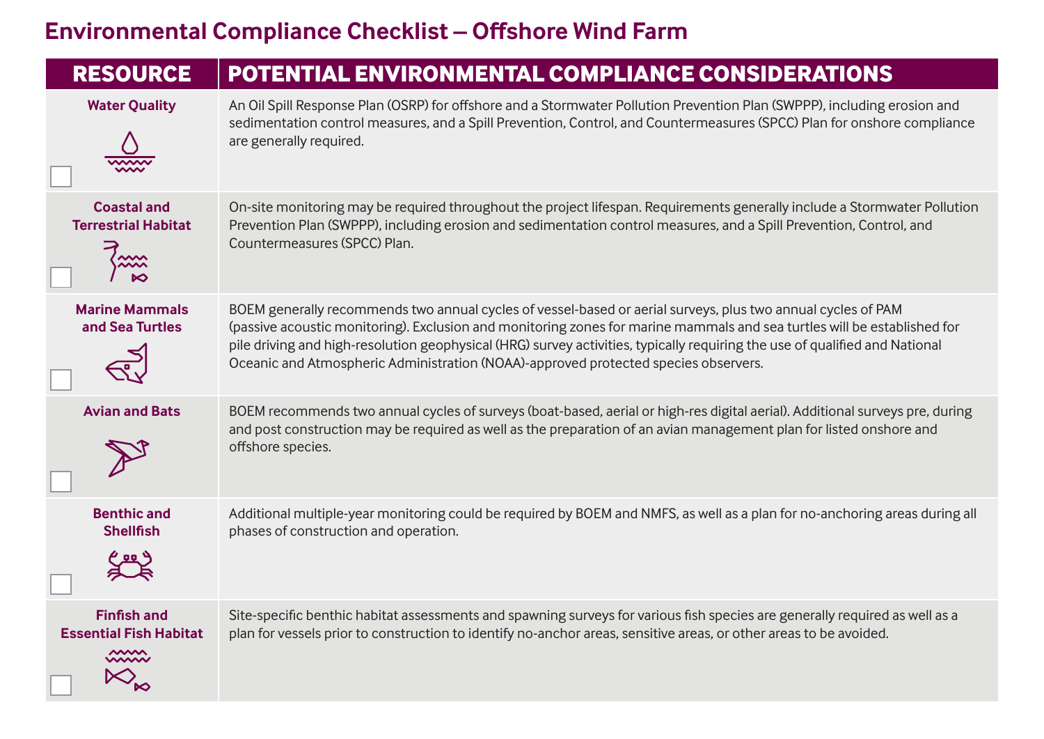# Environmental Compliance Checklist — Offshore Wind Farm

| RESOURCE | POTENTIAL ENVIRONMENTAL COMPLIANCE CONSIDERATIONS |
| --- | --- |
| **Water Quality** | An Oil Spill Response Plan (OSRP) for offshore and a Stormwater Pollution Prevention Plan (SWPPP), including erosion and sedimentation control measures, and a Spill Prevention, Control, and Countermeasures (SPCC) Plan for onshore compliance are generally required. |
| **Coastal and Terrestrial Habitat** | On-site monitoring may be required throughout the project lifespan. Requirements generally include a Stormwater Pollution Prevention Plan (SWPPP), including erosion and sedimentation control measures, and a Spill Prevention, Control, and Countermeasures (SPCC) Plan. |
| **Marine Mammals and Sea Turtles** | BOEM generally recommends two annual cycles of vessel-based or aerial surveys, plus two annual cycles of PAM (passive acoustic monitoring). Exclusion and monitoring zones for marine mammals and sea turtles will be established for pile driving and high-resolution geophysical (HRG) survey activities, typically requiring the use of qualified and National Oceanic and Atmospheric Administration (NOAA)-approved protected species observers. |
| **Avian and Bats** | BOEM recommends two annual cycles of surveys (boat-based, aerial or high-res digital aerial). Additional surveys pre, during and post construction may be required as well as the preparation of an avian management plan for listed onshore and offshore species. |
| **Benthic and Shellfish** | Additional multiple-year monitoring could be required by BOEM and NMFS, as well as a plan for no-anchoring areas during all phases of construction and operation. |
| **Finfish and Essential Fish Habitat** | Site-specific benthic habitat assessments and spawning surveys for various fish species are generally required as well as a plan for vessels prior to construction to identify no-anchor areas, sensitive areas, or other areas to be avoided. |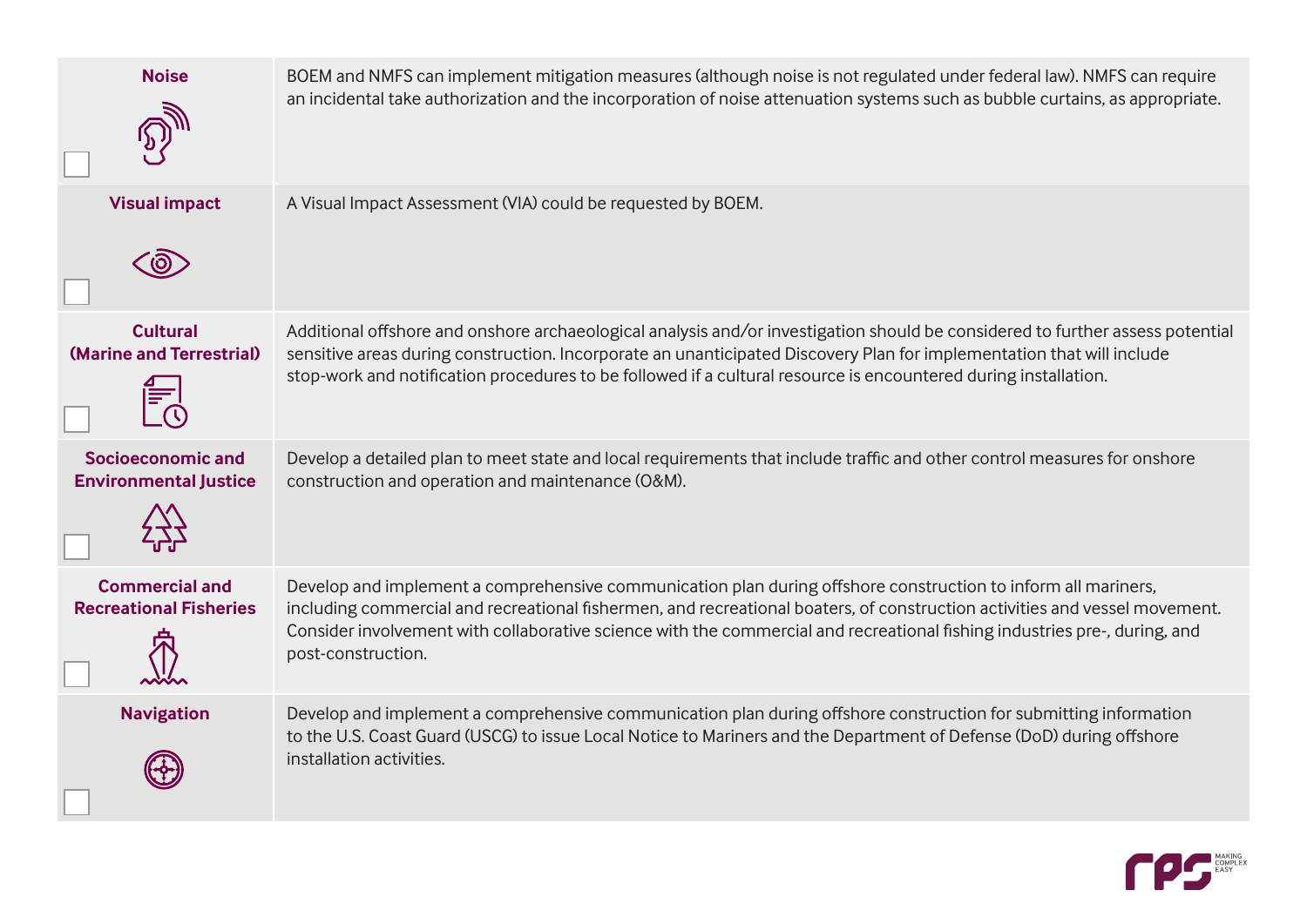| | |
|---|---|
| **Noise** | BOEM and NMFS can implement mitigation measures (although noise is not regulated under federal law). NMFS can require an incidental take authorization and the incorporation of noise attenuation systems such as bubble curtains, as appropriate. |
| **Visual impact** | A Visual Impact Assessment (VIA) could be requested by BOEM. |
| **Cultural (Marine and Terrestrial)** | Additional offshore and onshore archaeological analysis and/or investigation should be considered to further assess potential sensitive areas during construction. Incorporate an unanticipated Discovery Plan for implementation that will include stop-work and notification procedures to be followed if a cultural resource is encountered during installation. |
| **Socioeconomic and Environmental Justice** | Develop a detailed plan to meet state and local requirements that include traffic and other control measures for onshore construction and operation and maintenance (O&M). |
| **Commercial and Recreational Fisheries** | Develop and implement a comprehensive communication plan during offshore construction to inform all mariners, including commercial and recreational fishermen, and recreational boaters, of construction activities and vessel movement. Consider involvement with collaborative science with the commercial and recreational fishing industries pre-, during, and post-construction. |
| **Navigation** | Develop and implement a comprehensive communication plan during offshore construction for submitting information to the U.S. Coast Guard (USCG) to issue Local Notice to Mariners and the Department of Defense (DoD) during offshore installation activities. |